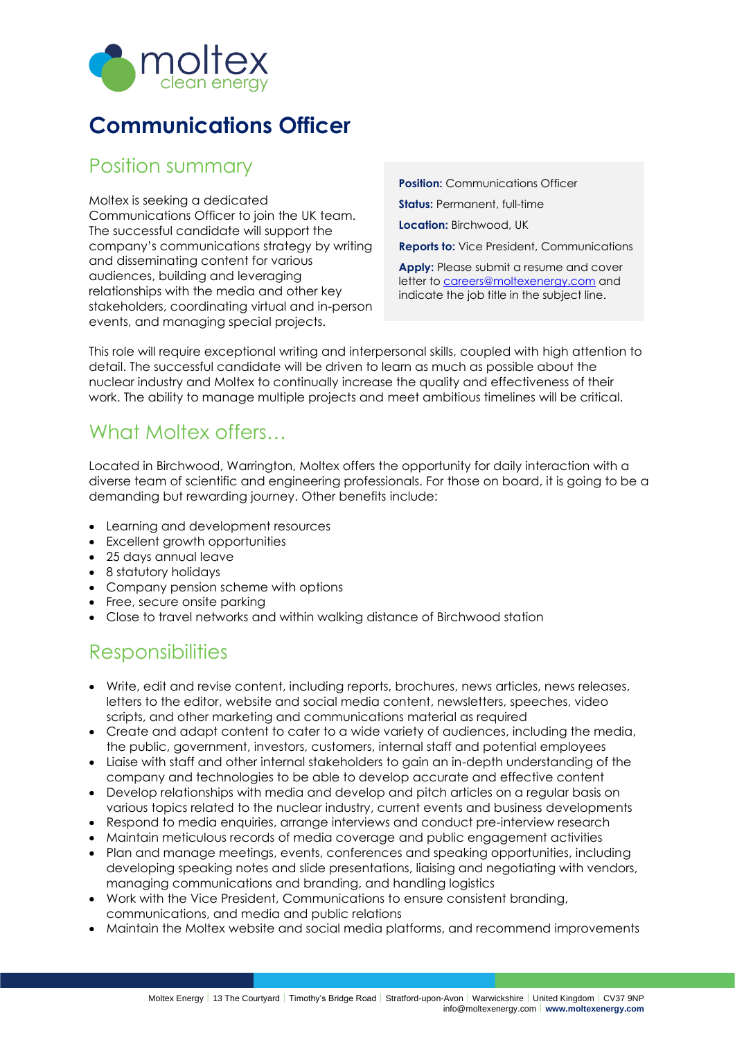# Communications Officer

## Position summary

Moltex is seeking a dedicated Communications Officer to join the UK team. The successful candidate will support the company's communications strategy by writing and disseminating content for various audiences, building and leveraging relationships with the media and other key stakeholders, coordinating virtual and in-person events, and managing special projects.

**Position:** Communications Officer

**Status:** Permanent, full-time

**Location:** Birchwood, UK

**Reports to:** Vice President, Communications

**Apply:** Please submit a resume and cover letter to careers@moltexenergy.com and indicate the job title in the subject line.

This role will require exceptional writing and interpersonal skills, coupled with high attention to detail. The successful candidate will be driven to learn as much as possible about the nuclear industry and Moltex to continually increase the quality and effectiveness of their work. The ability to manage multiple projects and meet ambitious timelines will be critical.

## What Moltex offers…

Located in Birchwood, Warrington, Moltex offers the opportunity for daily interaction with a diverse team of scientific and engineering professionals. For those on board, it is going to be a demanding but rewarding journey. Other benefits include:

- Learning and development resources
- Excellent growth opportunities
- 25 days annual leave
- 8 statutory holidays
- Company pension scheme with options
- Free, secure onsite parking
- Close to travel networks and within walking distance of Birchwood station

## Responsibilities

- Write, edit and revise content, including reports, brochures, news articles, news releases, letters to the editor, website and social media content, newsletters, speeches, video scripts, and other marketing and communications material as required
- Create and adapt content to cater to a wide variety of audiences, including the media, the public, government, investors, customers, internal staff and potential employees
- Liaise with staff and other internal stakeholders to gain an in-depth understanding of the company and technologies to be able to develop accurate and effective content
- Develop relationships with media and develop and pitch articles on a regular basis on various topics related to the nuclear industry, current events and business developments
- Respond to media enquiries, arrange interviews and conduct pre-interview research
- Maintain meticulous records of media coverage and public engagement activities
- Plan and manage meetings, events, conferences and speaking opportunities, including developing speaking notes and slide presentations, liaising and negotiating with vendors, managing communications and branding, and handling logistics
- Work with the Vice President, Communications to ensure consistent branding, communications, and media and public relations
- Maintain the Moltex website and social media platforms, and recommend improvements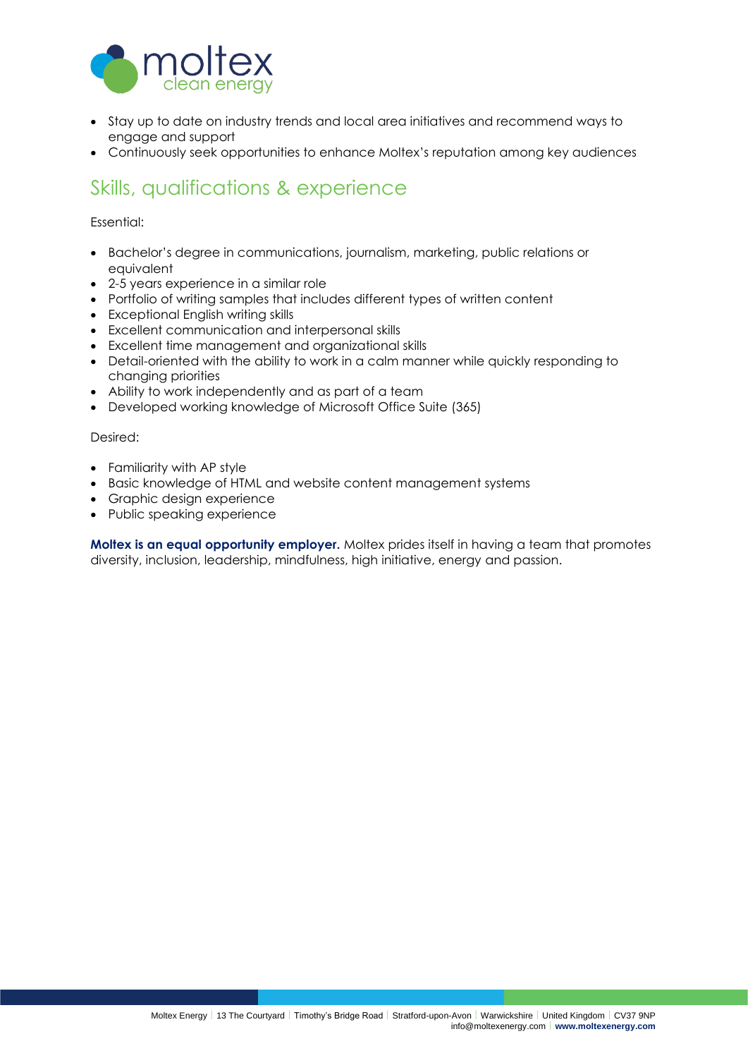- Stay up to date on industry trends and local area initiatives and recommend ways to engage and support
- Continuously seek opportunities to enhance Moltex's reputation among key audiences

## Skills, qualifications & experience

Essential:

- Bachelor's degree in communications, journalism, marketing, public relations or equivalent
- 2-5 years experience in a similar role
- Portfolio of writing samples that includes different types of written content
- Exceptional English writing skills
- Excellent communication and interpersonal skills
- Excellent time management and organizational skills
- Detail-oriented with the ability to work in a calm manner while quickly responding to changing priorities
- Ability to work independently and as part of a team
- Developed working knowledge of Microsoft Office Suite (365)

Desired:

- Familiarity with AP style
- Basic knowledge of HTML and website content management systems
- Graphic design experience
- Public speaking experience

**Moltex is an equal opportunity employer.** Moltex prides itself in having a team that promotes diversity, inclusion, leadership, mindfulness, high initiative, energy and passion.